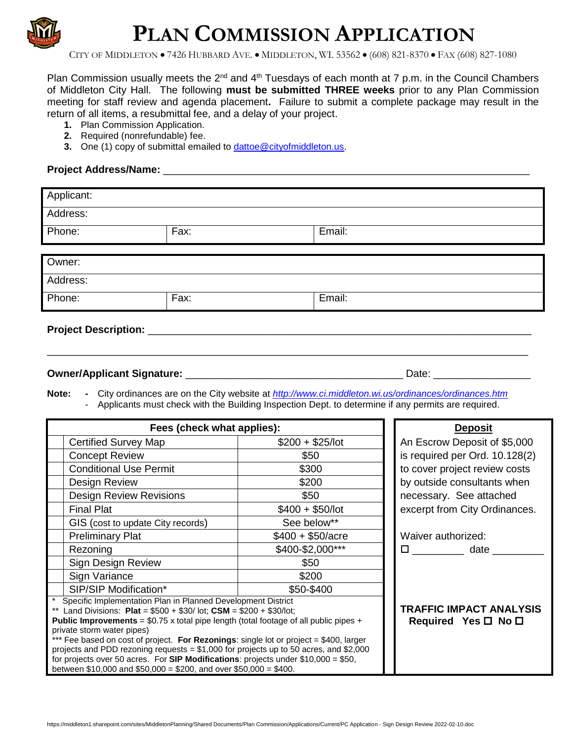# Plan Commission Application

City of Middleton • 7426 Hubbard Ave. • Middleton, WI. 53562 • (608) 821-8370 • Fax (608) 827-1080

Plan Commission usually meets the 2nd and 4th Tuesdays of each month at 7 p.m. in the Council Chambers of Middleton City Hall. The following **must be submitted THREE weeks** prior to any Plan Commission meeting for staff review and agenda placement**.** Failure to submit a complete package may result in the return of all items, a resubmittal fee, and a delay of your project.

1. Plan Commission Application.
2. Required (nonrefundable) fee.
3. One (1) copy of submittal emailed to dattoe@cityofmiddleton.us.

**Project Address/Name:** ____________________________________________

| | | |
|---|---|---|
| Applicant: | | |
| Address: | | |
| Phone: | Fax: | Email: |

| | | |
|---|---|---|
| Owner: | | |
| Address: | | |
| Phone: | Fax: | Email: |

**Project Description:** ____________________________________________

____________________________________________

**Owner/Applicant Signature:** ______________________________ Date: ______________

**Note:**
- City ordinances are on the City website at *http://www.ci.middleton.wi.us/ordinances/ordinances.htm*
- Applicants must check with the Building Inspection Dept. to determine if any permits are required.

| Fees (check what applies): | | |
|---|---|---|
| | Certified Survey Map | $200 + $25/lot |
| | Concept Review | $50 |
| | Conditional Use Permit | $300 |
| | Design Review | $200 |
| | Design Review Revisions | $50 |
| | Final Plat | $400 + $50/lot |
| | GIS (cost to update City records) | See below** |
| | Preliminary Plat | $400 + $50/acre |
| | Rezoning | $400-$2,000*** |
| | Sign Design Review | $50 |
| | Sign Variance | $200 |
| | SIP/SIP Modification* | $50-$400 |

\* Specific Implementation Plan in Planned Development District
** Land Divisions: **Plat** = $500 + $30/ lot; **CSM** = $200 + $30/lot;
**Public Improvements** = $0.75 x total pipe length (total footage of all public pipes + private storm water pipes)
*** Fee based on cost of project. **For Rezonings**: single lot or project = $400, larger projects and PDD rezoning requests = $1,000 for projects up to 50 acres, and $2,000 for projects over 50 acres. For **SIP Modifications**: projects under $10,000 = $50, between $10,000 and $50,000 = $200, and over $50,000 = $400.

**Deposit**

An Escrow Deposit of $5,000 is required per Ord. 10.128(2) to cover project review costs by outside consultants when necessary. See attached excerpt from City Ordinances.

Waiver authorized:
☐ _________ date _________

**TRAFFIC IMPACT ANALYSIS Required Yes ☐ No ☐**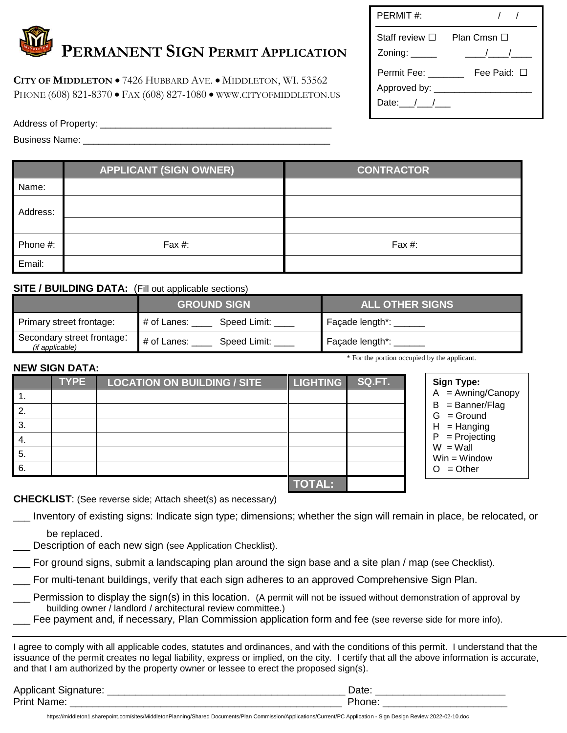# PERMANENT SIGN PERMIT APPLICATION

**CITY OF MIDDLETON** • 7426 HUBBARD AVE. • MIDDLETON, WI. 53562
PHONE (608) 821-8370 • FAX (608) 827-1080 • WWW.CITYOFMIDDLETON.US

| PERMIT #: / / |
|---|
| Staff review ☐ Plan Cmsn ☐ |
| Zoning: _____ ____/____/____ |
| Permit Fee: _______ Fee Paid: ☐ |
| Approved by: ___________________ |
| Date:___/___/___ |

Address of Property: _______________________________________________

Business Name: ___________________________________________________

| | APPLICANT (SIGN OWNER) | CONTRACTOR |
|---|---|---|
| Name: | | |
| Address: | | |
| | | |
| Phone #: | Fax #: | Fax #: |
| Email: | | |

**SITE / BUILDING DATA:** (Fill out applicable sections)

| | GROUND SIGN | ALL OTHER SIGNS |
|---|---|---|
| Primary street frontage: | # of Lanes: ____ Speed Limit: ____ | Façade length*: ______ |
| Secondary street frontage: *(if applicable)* | # of Lanes: ____ Speed Limit: ____ | Façade length*: ______ |

\* For the portion occupied by the applicant.

**NEW SIGN DATA:**

| | TYPE | LOCATION ON BUILDING / SITE | LIGHTING | SQ.FT. |
|---|---|---|---|---|
| 1. | | | | |
| 2. | | | | |
| 3. | | | | |
| 4. | | | | |
| 5. | | | | |
| 6. | | | | |
| | | | TOTAL: | |

**Sign Type:**
A = Awning/Canopy
B = Banner/Flag
G = Ground
H = Hanging
P = Projecting
W = Wall
Win = Window
O = Other

**CHECKLIST**: (See reverse side; Attach sheet(s) as necessary)

___ Inventory of existing signs: Indicate sign type; dimensions; whether the sign will remain in place, be relocated, or be replaced.

___ Description of each new sign (see Application Checklist).

___ For ground signs, submit a landscaping plan around the sign base and a site plan / map (see Checklist).

___ For multi-tenant buildings, verify that each sign adheres to an approved Comprehensive Sign Plan.

___ Permission to display the sign(s) in this location. (A permit will not be issued without demonstration of approval by building owner / landlord / architectural review committee.)

___ Fee payment and, if necessary, Plan Commission application form and fee (see reverse side for more info).

I agree to comply with all applicable codes, statutes and ordinances, and with the conditions of this permit. I understand that the issuance of the permit creates no legal liability, express or implied, on the city. I certify that all the above information is accurate, and that I am authorized by the property owner or lessee to erect the proposed sign(s).

Applicant Signature: ___________________________________________ Date: ______________________

Print Name: __________________________________________________ Phone: _____________________

https://middleton1.sharepoint.com/sites/MiddletonPlanning/Shared Documents/Plan Commission/Applications/Current/PC Application - Sign Design Review 2022-02-10.doc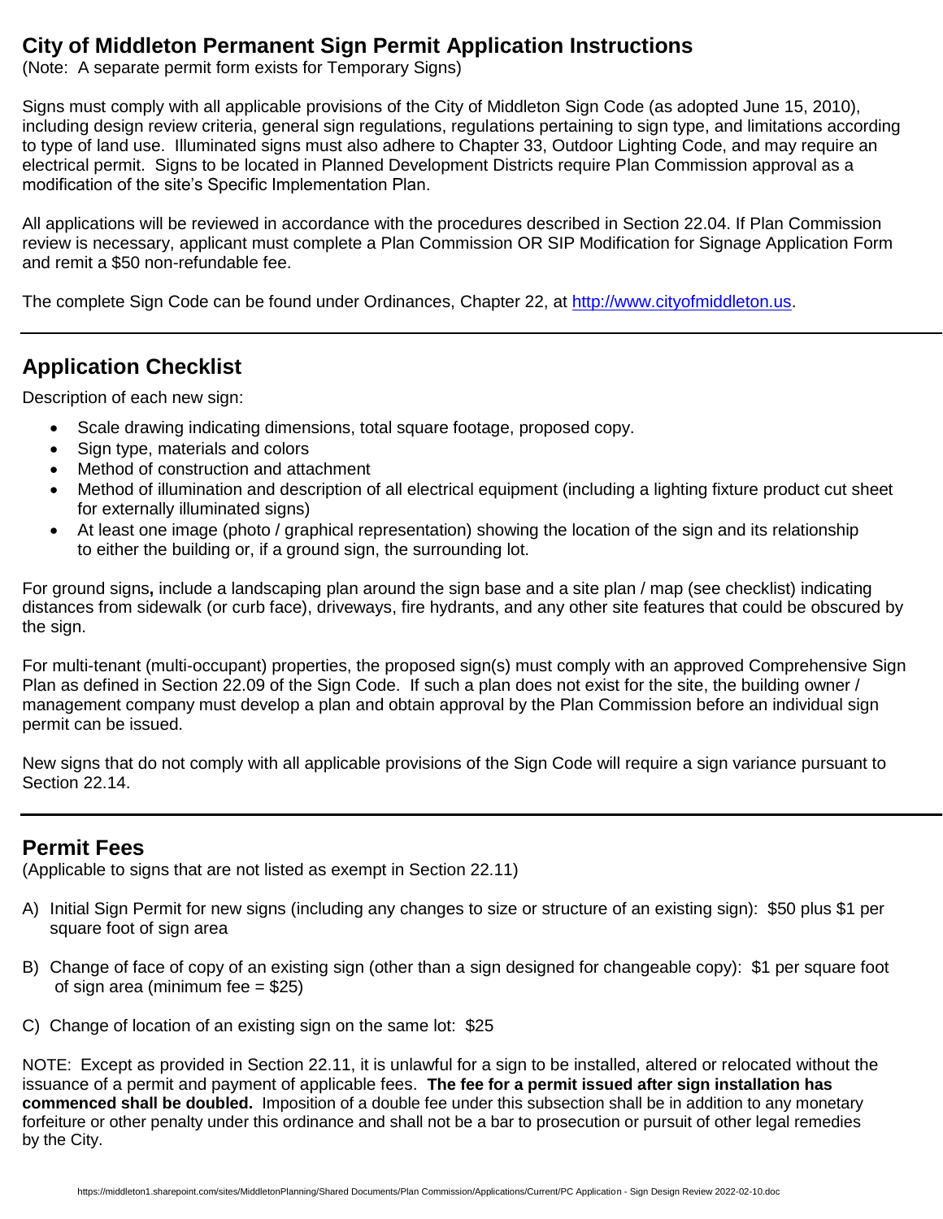# City of Middleton Permanent Sign Permit Application Instructions

(Note: A separate permit form exists for Temporary Signs)

Signs must comply with all applicable provisions of the City of Middleton Sign Code (as adopted June 15, 2010), including design review criteria, general sign regulations, regulations pertaining to sign type, and limitations according to type of land use. Illuminated signs must also adhere to Chapter 33, Outdoor Lighting Code, and may require an electrical permit. Signs to be located in Planned Development Districts require Plan Commission approval as a modification of the site's Specific Implementation Plan.

All applications will be reviewed in accordance with the procedures described in Section 22.04. If Plan Commission review is necessary, applicant must complete a Plan Commission OR SIP Modification for Signage Application Form and remit a $50 non-refundable fee.

The complete Sign Code can be found under Ordinances, Chapter 22, at [http://www.cityofmiddleton.us](http://www.cityofmiddleton.us).

---

## Application Checklist

Description of each new sign:

- Scale drawing indicating dimensions, total square footage, proposed copy.
- Sign type, materials and colors
- Method of construction and attachment
- Method of illumination and description of all electrical equipment (including a lighting fixture product cut sheet for externally illuminated signs)
- At least one image (photo / graphical representation) showing the location of the sign and its relationship to either the building or, if a ground sign, the surrounding lot.

For ground signs**,** include a landscaping plan around the sign base and a site plan / map (see checklist) indicating distances from sidewalk (or curb face), driveways, fire hydrants, and any other site features that could be obscured by the sign.

For multi-tenant (multi-occupant) properties, the proposed sign(s) must comply with an approved Comprehensive Sign Plan as defined in Section 22.09 of the Sign Code. If such a plan does not exist for the site, the building owner / management company must develop a plan and obtain approval by the Plan Commission before an individual sign permit can be issued.

New signs that do not comply with all applicable provisions of the Sign Code will require a sign variance pursuant to Section 22.14.

---

## Permit Fees

(Applicable to signs that are not listed as exempt in Section 22.11)

A) Initial Sign Permit for new signs (including any changes to size or structure of an existing sign): $50 plus $1 per square foot of sign area

B) Change of face of copy of an existing sign (other than a sign designed for changeable copy): $1 per square foot of sign area (minimum fee = $25)

C) Change of location of an existing sign on the same lot: $25

NOTE: Except as provided in Section 22.11, it is unlawful for a sign to be installed, altered or relocated without the issuance of a permit and payment of applicable fees. **The fee for a permit issued after sign installation has commenced shall be doubled.** Imposition of a double fee under this subsection shall be in addition to any monetary forfeiture or other penalty under this ordinance and shall not be a bar to prosecution or pursuit of other legal remedies by the City.